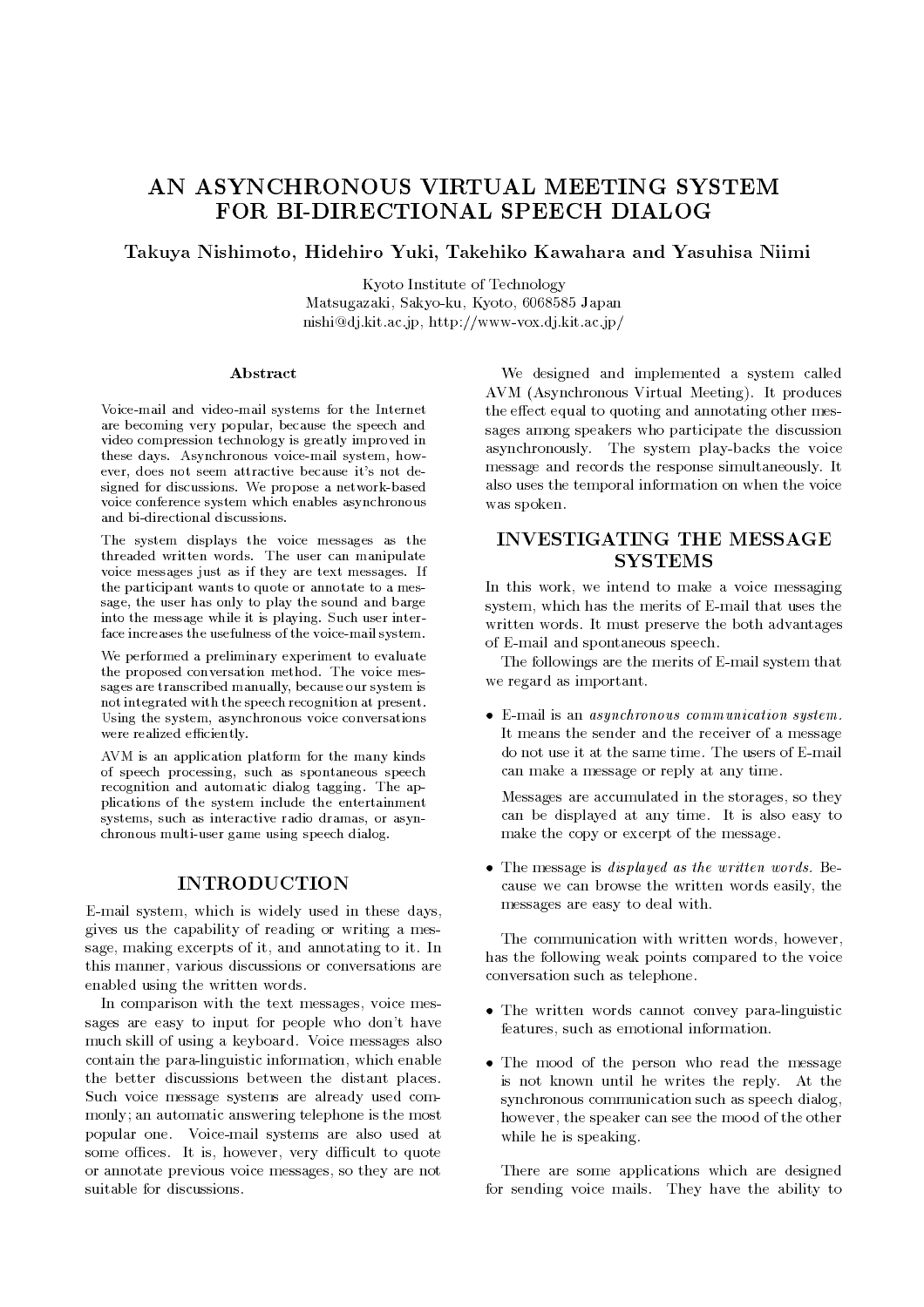# AN ASYNCHRONOUS VIRTUAL MEETING SYSTEM FOR BI-DIRECTIONAL SPEECH DIALOG

**Takuya Nishimoto, Hidehiro Yuki, Takehiko Kawahara and Yasuhisa Niimi**

Kyoto Institute of Technology
Matsugazaki, Sakyo-ku, Kyoto, 6068585 Japan
nishi@dj.kit.ac.jp, http://www-vox.dj.kit.ac.jp/

## Abstract

Voice-mail and video-mail systems for the Internet are becoming very popular, because the speech and video compression technology is greatly improved in these days. Asynchronous voice-mail system, however, does not seem attractive because it's not designed for discussions. We propose a network-based voice conference system which enables asynchronous and bi-directional discussions.

The system displays the voice messages as the threaded written words. The user can manipulate voice messages just as if they are text messages. If the participant wants to quote or annotate to a message, the user has only to play the sound and barge into the message while it is playing. Such user interface increases the usefulness of the voice-mail system.

We performed a preliminary experiment to evaluate the proposed conversation method. The voice messages are transcribed manually, because our system is not integrated with the speech recognition at present. Using the system, asynchronous voice conversations were realized efficiently.

AVM is an application platform for the many kinds of speech processing, such as spontaneous speech recognition and automatic dialog tagging. The applications of the system include the entertainment systems, such as interactive radio dramas, or asynchronous multi-user game using speech dialog.

## INTRODUCTION

E-mail system, which is widely used in these days, gives us the capability of reading or writing a message, making excerpts of it, and annotating to it. In this manner, various discussions or conversations are enabled using the written words.

In comparison with the text messages, voice messages are easy to input for people who don't have much skill of using a keyboard. Voice messages also contain the para-linguistic information, which enable the better discussions between the distant places. Such voice message systems are already used commonly; an automatic answering telephone is the most popular one. Voice-mail systems are also used at some offices. It is, however, very difficult to quote or annotate previous voice messages, so they are not suitable for discussions.

We designed and implemented a system called AVM (Asynchronous Virtual Meeting). It produces the effect equal to quoting and annotating other messages among speakers who participate the discussion asynchronously. The system play-backs the voice message and records the response simultaneously. It also uses the temporal information on when the voice was spoken.

## INVESTIGATING THE MESSAGE SYSTEMS

In this work, we intend to make a voice messaging system, which has the merits of E-mail that uses the written words. It must preserve the both advantages of E-mail and spontaneous speech.

The followings are the merits of E-mail system that we regard as important.

- E-mail is an *asynchronous communication system.* It means the sender and the receiver of a message do not use it at the same time. The users of E-mail can make a message or reply at any time.

  Messages are accumulated in the storages, so they can be displayed at any time. It is also easy to make the copy or excerpt of the message.

- The message is *displayed as the written words.* Because we can browse the written words easily, the messages are easy to deal with.

The communication with written words, however, has the following weak points compared to the voice conversation such as telephone.

- The written words cannot convey para-linguistic features, such as emotional information.

- The mood of the person who read the message is not known until he writes the reply. At the synchronous communication such as speech dialog, however, the speaker can see the mood of the other while he is speaking.

There are some applications which are designed for sending voice mails. They have the ability to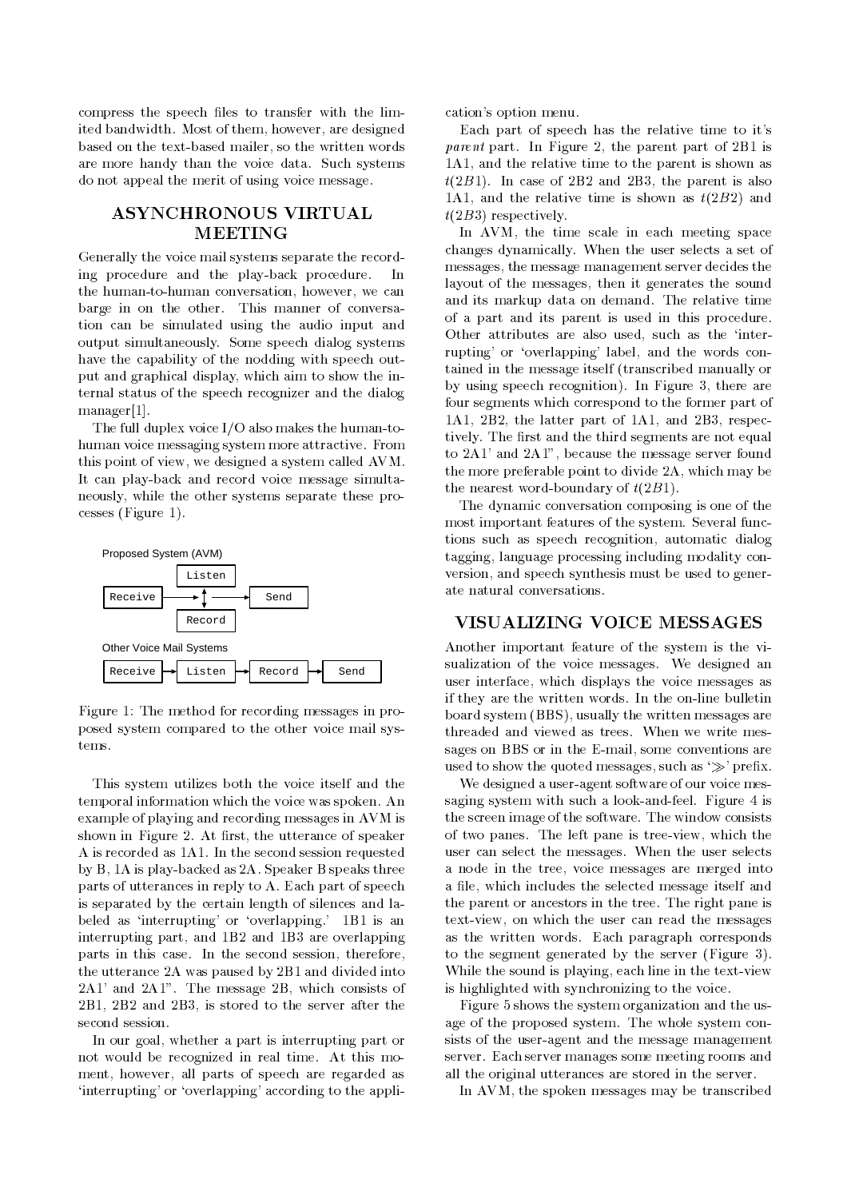compress the speech files to transfer with the limited bandwidth. Most of them, however, are designed based on the text-based mailer, so the written words are more handy than the voice data. Such systems do not appeal the merit of using voice message.

## ASYNCHRONOUS VIRTUAL MEETING

Generally the voice mail systems separate the recording procedure and the play-back procedure. In the human-to-human conversation, however, we can barge in on the other. This manner of conversation can be simulated using the audio input and output simultaneously. Some speech dialog systems have the capability of the nodding with speech output and graphical display, which aim to show the internal status of the speech recognizer and the dialog manager[1].

The full duplex voice I/O also makes the human-to-human voice messaging system more attractive. From this point of view, we designed a system called AVM. It can play-back and record voice message simultaneously, while the other systems separate these processes (Figure 1).

```
Proposed System (AVM)
                    Listen
Receive  ------->   ↕   ------->  Send
                    Record

Other Voice Mail Systems
Receive --> Listen --> Record --> Send
```

Figure 1: The method for recording messages in proposed system compared to the other voice mail systems.

This system utilizes both the voice itself and the temporal information which the voice was spoken. An example of playing and recording messages in AVM is shown in Figure 2. At first, the utterance of speaker A is recorded as 1A1. In the second session requested by B, 1A is play-backed as 2A. Speaker B speaks three parts of utterances in reply to A. Each part of speech is separated by the certain length of silences and labeled as 'interrupting' or 'overlapping.' 1B1 is an interrupting part, and 1B2 and 1B3 are overlapping parts in this case. In the second session, therefore, the utterance 2A was paused by 2B1 and divided into 2A1' and 2A1". The message 2B, which consists of 2B1, 2B2 and 2B3, is stored to the server after the second session.

In our goal, whether a part is interrupting part or not would be recognized in real time. At this moment, however, all parts of speech are regarded as 'interrupting' or 'overlapping' according to the application's option menu.

Each part of speech has the relative time to it's *parent* part. In Figure 2, the parent part of 2B1 is 1A1, and the relative time to the parent is shown as $t(2B1)$. In case of 2B2 and 2B3, the parent is also 1A1, and the relative time is shown as $t(2B2)$ and $t(2B3)$ respectively.

In AVM, the time scale in each meeting space changes dynamically. When the user selects a set of messages, the message management server decides the layout of the messages, then it generates the sound and its markup data on demand. The relative time of a part and its parent is used in this procedure. Other attributes are also used, such as the 'interrupting' or 'overlapping' label, and the words contained in the message itself (transcribed manually or by using speech recognition). In Figure 3, there are four segments which correspond to the former part of 1A1, 2B2, the latter part of 1A1, and 2B3, respectively. The first and the third segments are not equal to 2A1' and 2A1", because the message server found the more preferable point to divide 2A, which may be the nearest word-boundary of $t(2B1)$.

The dynamic conversation composing is one of the most important features of the system. Several functions such as speech recognition, automatic dialog tagging, language processing including modality conversion, and speech synthesis must be used to generate natural conversations.

## VISUALIZING VOICE MESSAGES

Another important feature of the system is the visualization of the voice messages. We designed an user interface, which displays the voice messages as if they are the written words. In the on-line bulletin board system (BBS), usually the written messages are threaded and viewed as trees. When we write messages on BBS or in the E-mail, some conventions are used to show the quoted messages, such as '≫' prefix.

We designed a user-agent software of our voice messaging system with such a look-and-feel. Figure 4 is the screen image of the software. The window consists of two panes. The left pane is tree-view, which the user can select the messages. When the user selects a node in the tree, voice messages are merged into a file, which includes the selected message itself and the parent or ancestors in the tree. The right pane is text-view, on which the user can read the messages as the written words. Each paragraph corresponds to the segment generated by the server (Figure 3). While the sound is playing, each line in the text-view is highlighted with synchronizing to the voice.

Figure 5 shows the system organization and the usage of the proposed system. The whole system consists of the user-agent and the message management server. Each server manages some meeting rooms and all the original utterances are stored in the server.

In AVM, the spoken messages may be transcribed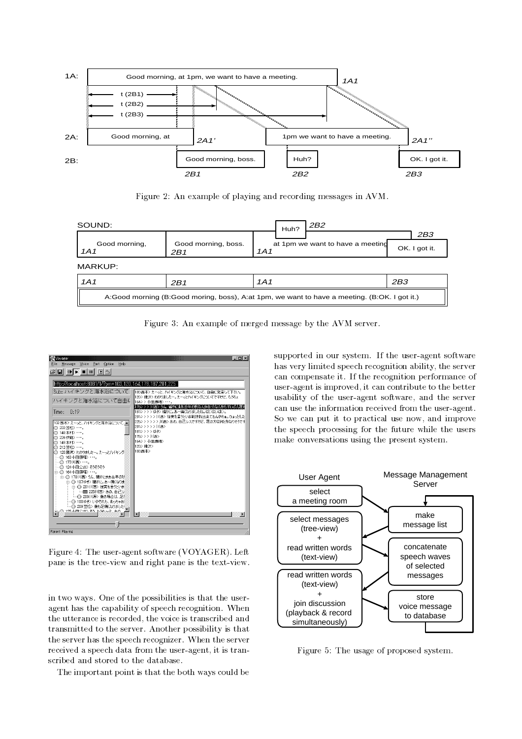Figure 2: An example of playing and recording messages in AVM.

Figure 3: An example of merged message by the AVM server.

Figure 4: The user-agent software (VOYAGER). Left pane is the tree-view and right pane is the text-view.

in two ways. One of the possibilities is that the user-agent has the capability of speech recognition. When the utterance is recorded, the voice is transcribed and transmitted to the server. Another possibility is that the server has the speech recognizer. When the server received a speech data from the user-agent, it is transcribed and stored to the database.

The important point is that the both ways could be supported in our system. If the user-agent software has very limited speech recognition ability, the server can compensate it. If the recognition performance of user-agent is improved, it can contribute to the better usability of the user-agent software, and the server can use the information received from the user-agent. So we can put it to practical use now, and improve the speech processing for the future while the users make conversations using the present system.

Figure 5: The usage of proposed system.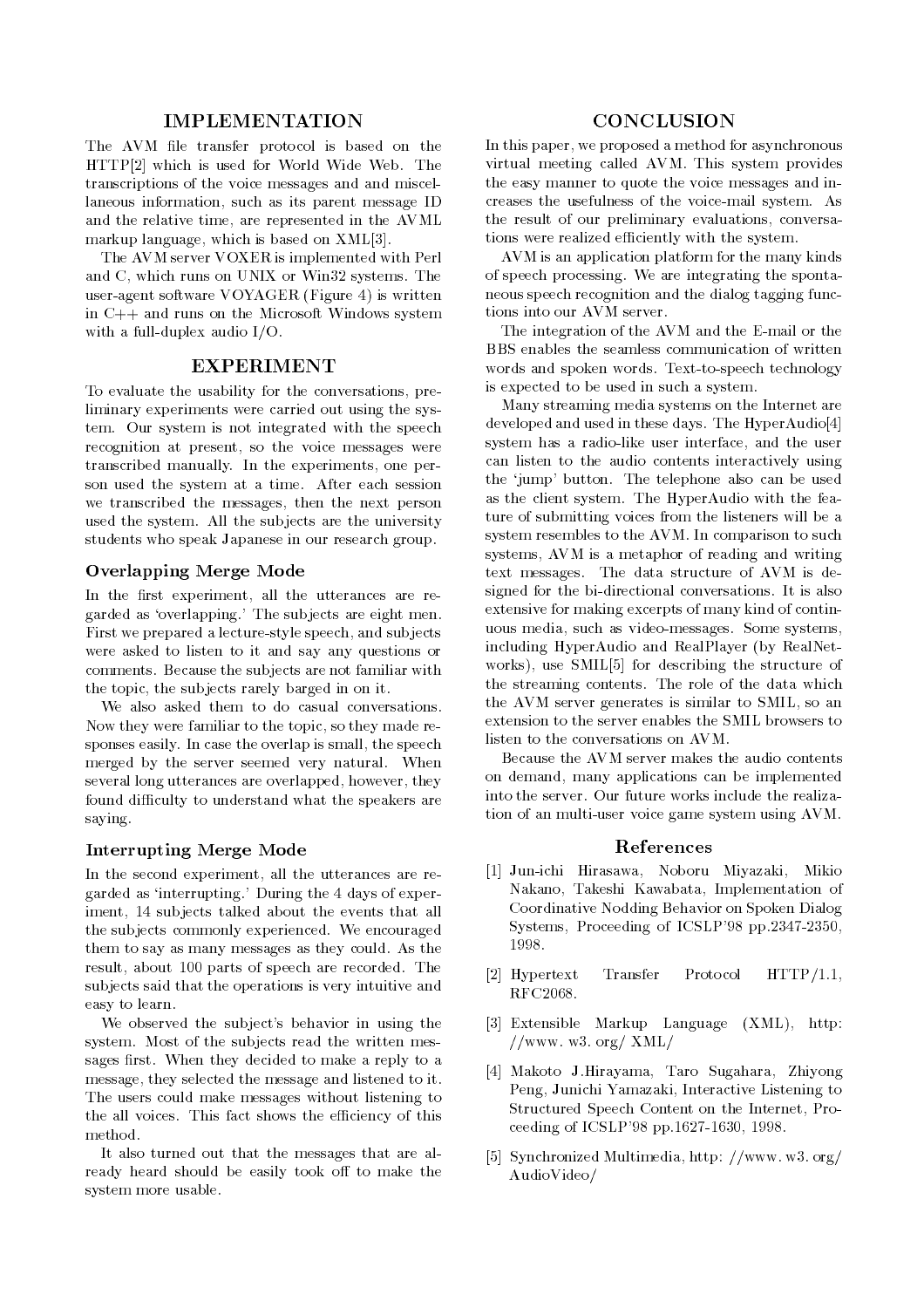## IMPLEMENTATION

The AVM file transfer protocol is based on the HTTP[2] which is used for World Wide Web. The transcriptions of the voice messages and and miscellaneous information, such as its parent message ID and the relative time, are represented in the AVML markup language, which is based on XML[3].

The AVM server VOXER is implemented with Perl and C, which runs on UNIX or Win32 systems. The user-agent software VOYAGER (Figure 4) is written in C++ and runs on the Microsoft Windows system with a full-duplex audio I/O.

## EXPERIMENT

To evaluate the usability for the conversations, preliminary experiments were carried out using the system. Our system is not integrated with the speech recognition at present, so the voice messages were transcribed manually. In the experiments, one person used the system at a time. After each session we transcribed the messages, then the next person used the system. All the subjects are the university students who speak Japanese in our research group.

### Overlapping Merge Mode

In the first experiment, all the utterances are regarded as 'overlapping.' The subjects are eight men. First we prepared a lecture-style speech, and subjects were asked to listen to it and say any questions or comments. Because the subjects are not familiar with the topic, the subjects rarely barged in on it.

We also asked them to do casual conversations. Now they were familiar to the topic, so they made responses easily. In case the overlap is small, the speech merged by the server seemed very natural. When several long utterances are overlapped, however, they found difficulty to understand what the speakers are saying.

### Interrupting Merge Mode

In the second experiment, all the utterances are regarded as 'interrupting.' During the 4 days of experiment, 14 subjects talked about the events that all the subjects commonly experienced. We encouraged them to say as many messages as they could. As the result, about 100 parts of speech are recorded. The subjects said that the operations is very intuitive and easy to learn.

We observed the subject's behavior in using the system. Most of the subjects read the written messages first. When they decided to make a reply to a message, they selected the message and listened to it. The users could make messages without listening to the all voices. This fact shows the efficiency of this method.

It also turned out that the messages that are already heard should be easily took off to make the system more usable.

## CONCLUSION

In this paper, we proposed a method for asynchronous virtual meeting called AVM. This system provides the easy manner to quote the voice messages and increases the usefulness of the voice-mail system. As the result of our preliminary evaluations, conversations were realized efficiently with the system.

AVM is an application platform for the many kinds of speech processing. We are integrating the spontaneous speech recognition and the dialog tagging functions into our AVM server.

The integration of the AVM and the E-mail or the BBS enables the seamless communication of written words and spoken words. Text-to-speech technology is expected to be used in such a system.

Many streaming media systems on the Internet are developed and used in these days. The HyperAudio[4] system has a radio-like user interface, and the user can listen to the audio contents interactively using the 'jump' button. The telephone also can be used as the client system. The HyperAudio with the feature of submitting voices from the listeners will be a system resembles to the AVM. In comparison to such systems, AVM is a metaphor of reading and writing text messages. The data structure of AVM is designed for the bi-directional conversations. It is also extensive for making excerpts of many kind of continuous media, such as video-messages. Some systems, including HyperAudio and RealPlayer (by RealNetworks), use SMIL[5] for describing the structure of the streaming contents. The role of the data which the AVM server generates is similar to SMIL, so an extension to the server enables the SMIL browsers to listen to the conversations on AVM.

Because the AVM server makes the audio contents on demand, many applications can be implemented into the server. Our future works include the realization of an multi-user voice game system using AVM.

## References

[1] Jun-ichi Hirasawa, Noboru Miyazaki, Mikio Nakano, Takeshi Kawabata, Implementation of Coordinative Nodding Behavior on Spoken Dialog Systems, Proceeding of ICSLP'98 pp.2347-2350, 1998.

[2] Hypertext Transfer Protocol HTTP/1.1, RFC2068.

[3] Extensible Markup Language (XML), http: //www. w3. org/ XML/

[4] Makoto J.Hirayama, Taro Sugahara, Zhiyong Peng, Junichi Yamazaki, Interactive Listening to Structured Speech Content on the Internet, Proceeding of ICSLP'98 pp.1627-1630, 1998.

[5] Synchronized Multimedia, http: //www. w3. org/ AudioVideo/